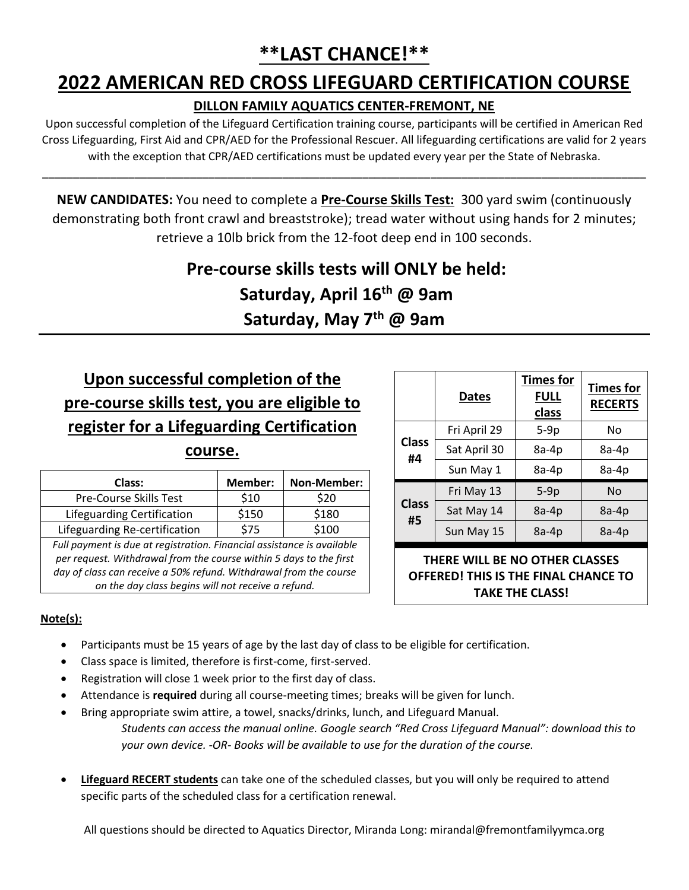# \*\*LAST CHANCE!\*\*

# 2022 AMERICAN RED CROSS LIFEGUARD CERTIFICATION COURSE

### DILLON FAMILY AQUATICS CENTER-FREMONT, NE

Upon successful completion of the Lifeguard Certification training course, participants will be certified in American Red Cross Lifeguarding, First Aid and CPR/AED for the Professional Rescuer. All lifeguarding certifications are valid for 2 years with the exception that CPR/AED certifications must be updated every year per the State of Nebraska.

---

**NEW CANDIDATES:** You need to complete a **Pre-Course Skills Test:** 300 yard swim (continuously demonstrating both front crawl and breaststroke); tread water without using hands for 2 minutes; retrieve a 10lb brick from the 12-foot deep end in 100 seconds.

## Pre-course skills tests will ONLY be held:
## Saturday, April 16th @ 9am
## Saturday, May 7th @ 9am

---

## Upon successful completion of the pre-course skills test, you are eligible to register for a Lifeguarding Certification course.

| Class: | Member: | Non-Member: |
|---|---|---|
| Pre-Course Skills Test | $10 | $20 |
| Lifeguarding Certification | $150 | $180 |
| Lifeguarding Re-certification | $75 | $100 |

*Full payment is due at registration. Financial assistance is available per request. Withdrawal from the course within 5 days to the first day of class can receive a 50% refund. Withdrawal from the course on the day class begins will not receive a refund.*

| | Dates | Times for FULL class | Times for RECERTS |
|---|---|---|---|
| Class #4 | Fri April 29 | 5-9p | No |
| | Sat April 30 | 8a-4p | 8a-4p |
| | Sun May 1 | 8a-4p | 8a-4p |
| Class #5 | Fri May 13 | 5-9p | No |
| | Sat May 14 | 8a-4p | 8a-4p |
| | Sun May 15 | 8a-4p | 8a-4p |

**THERE WILL BE NO OTHER CLASSES OFFERED! THIS IS THE FINAL CHANCE TO TAKE THE CLASS!**

**Note(s):**

- Participants must be 15 years of age by the last day of class to be eligible for certification.
- Class space is limited, therefore is first-come, first-served.
- Registration will close 1 week prior to the first day of class.
- Attendance is **required** during all course-meeting times; breaks will be given for lunch.
- Bring appropriate swim attire, a towel, snacks/drinks, lunch, and Lifeguard Manual.
  *Students can access the manual online. Google search "Red Cross Lifeguard Manual": download this to your own device. -OR- Books will be available to use for the duration of the course.*
- **Lifeguard RECERT students** can take one of the scheduled classes, but you will only be required to attend specific parts of the scheduled class for a certification renewal.

All questions should be directed to Aquatics Director, Miranda Long: mirandal@fremontfamilyymca.org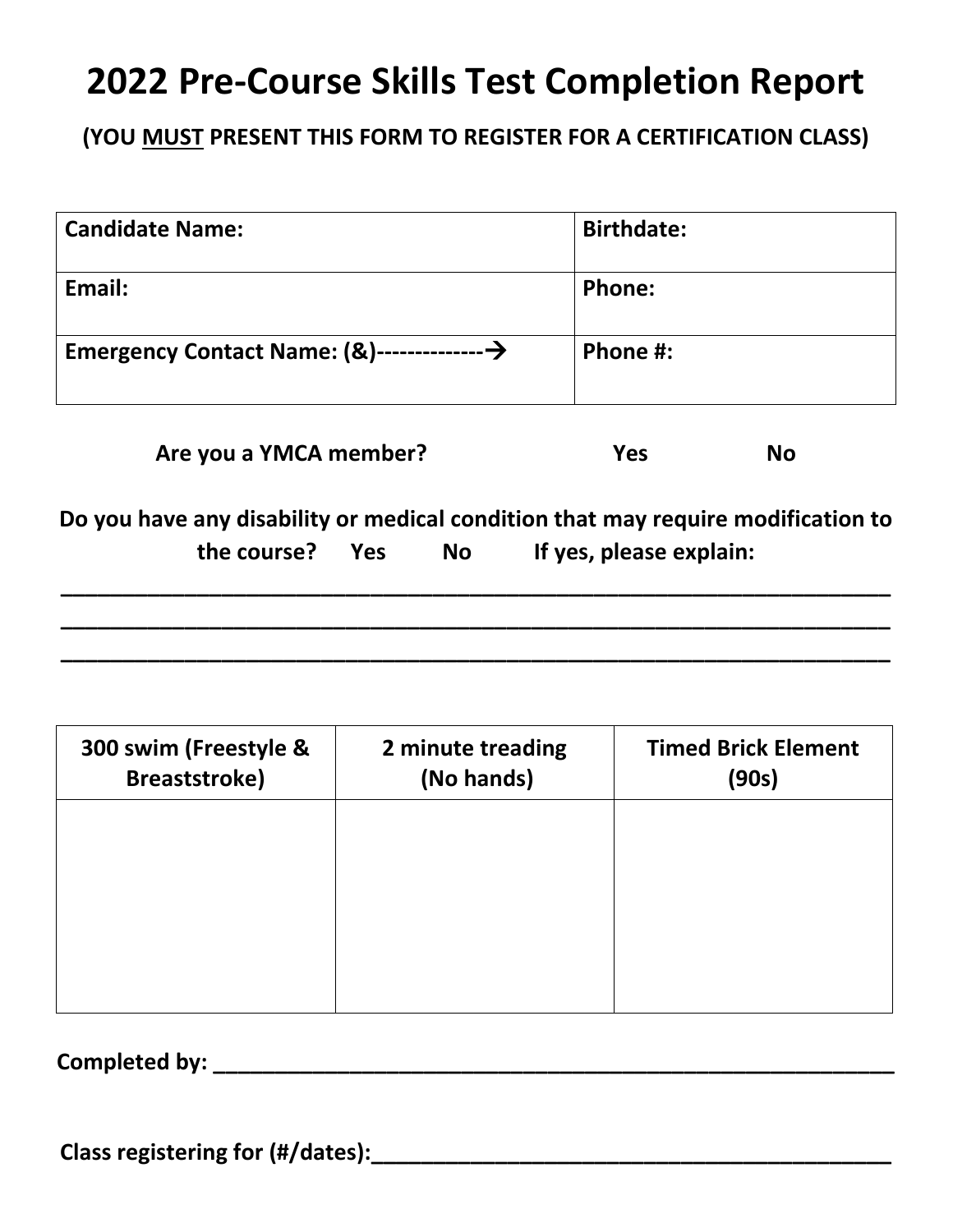# 2022 Pre-Course Skills Test Completion Report

**(YOU MUST PRESENT THIS FORM TO REGISTER FOR A CERTIFICATION CLASS)**

| | |
|---|---|
| **Candidate Name:** | **Birthdate:** |
| **Email:** | **Phone:** |
| **Emergency Contact Name: (&)--------------→** | **Phone #:** |

**Are you a YMCA member?** **Yes** **No**

**Do you have any disability or medical condition that may require modification to the course? Yes No If yes, please explain:**

___________________________________________________________________________

___________________________________________________________________________

___________________________________________________________________________

| 300 swim (Freestyle & Breaststroke) | 2 minute treading (No hands) | Timed Brick Element (90s) |
|---|---|---|
| | | |

**Completed by:** ______________________________________________________________

**Class registering for (#/dates):**____________________________________________